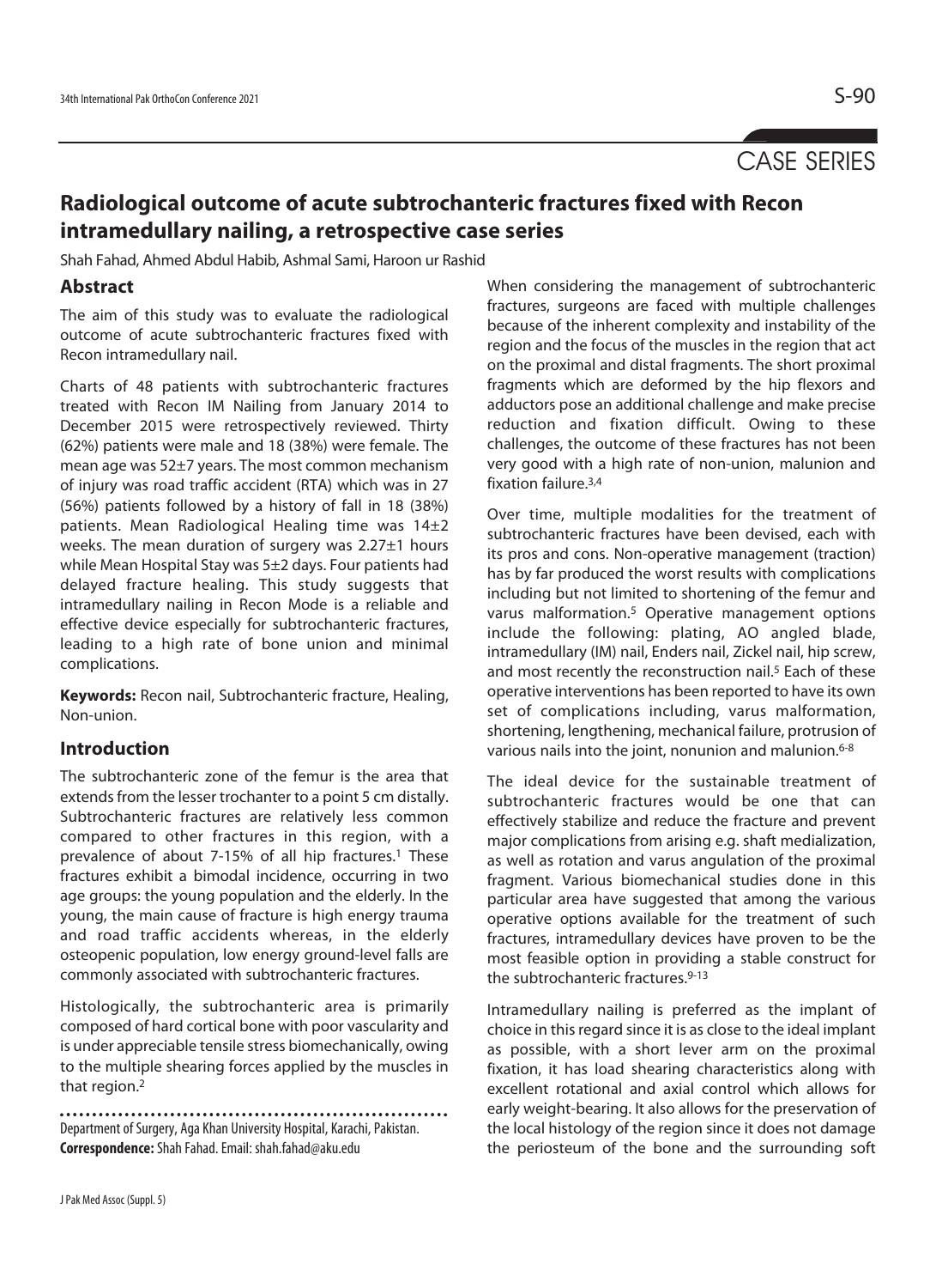CASE SERIES

# Radiological outcome of acute subtrochanteric fractures fixed with Recon intramedullary nailing, a retrospective case series

Shah Fahad, Ahmed Abdul Habib, Ashmal Sami, Haroon ur Rashid

## Abstract

The aim of this study was to evaluate the radiological outcome of acute subtrochanteric fractures fixed with Recon intramedullary nail.

Charts of 48 patients with subtrochanteric fractures treated with Recon IM Nailing from January 2014 to December 2015 were retrospectively reviewed. Thirty (62%) patients were male and 18 (38%) were female. The mean age was 52±7 years. The most common mechanism of injury was road traffic accident (RTA) which was in 27 (56%) patients followed by a history of fall in 18 (38%) patients. Mean Radiological Healing time was 14±2 weeks. The mean duration of surgery was 2.27±1 hours while Mean Hospital Stay was 5±2 days. Four patients had delayed fracture healing. This study suggests that intramedullary nailing in Recon Mode is a reliable and effective device especially for subtrochanteric fractures, leading to a high rate of bone union and minimal complications.

**Keywords:** Recon nail, Subtrochanteric fracture, Healing, Non-union.

## Introduction

The subtrochanteric zone of the femur is the area that extends from the lesser trochanter to a point 5 cm distally. Subtrochanteric fractures are relatively less common compared to other fractures in this region, with a prevalence of about 7-15% of all hip fractures.[1] These fractures exhibit a bimodal incidence, occurring in two age groups: the young population and the elderly. In the young, the main cause of fracture is high energy trauma and road traffic accidents whereas, in the elderly osteopenic population, low energy ground-level falls are commonly associated with subtrochanteric fractures.

Histologically, the subtrochanteric area is primarily composed of hard cortical bone with poor vascularity and is under appreciable tensile stress biomechanically, owing to the multiple shearing forces applied by the muscles in that region.[2]

Department of Surgery, Aga Khan University Hospital, Karachi, Pakistan.
**Correspondence:** Shah Fahad. Email: shah.fahad@aku.edu

When considering the management of subtrochanteric fractures, surgeons are faced with multiple challenges because of the inherent complexity and instability of the region and the focus of the muscles in the region that act on the proximal and distal fragments. The short proximal fragments which are deformed by the hip flexors and adductors pose an additional challenge and make precise reduction and fixation difficult. Owing to these challenges, the outcome of these fractures has not been very good with a high rate of non-union, malunion and fixation failure.[3,4]

Over time, multiple modalities for the treatment of subtrochanteric fractures have been devised, each with its pros and cons. Non-operative management (traction) has by far produced the worst results with complications including but not limited to shortening of the femur and varus malformation.[5] Operative management options include the following: plating, AO angled blade, intramedullary (IM) nail, Enders nail, Zickel nail, hip screw, and most recently the reconstruction nail.[5] Each of these operative interventions has been reported to have its own set of complications including, varus malformation, shortening, lengthening, mechanical failure, protrusion of various nails into the joint, nonunion and malunion.[6-8]

The ideal device for the sustainable treatment of subtrochanteric fractures would be one that can effectively stabilize and reduce the fracture and prevent major complications from arising e.g. shaft medialization, as well as rotation and varus angulation of the proximal fragment. Various biomechanical studies done in this particular area have suggested that among the various operative options available for the treatment of such fractures, intramedullary devices have proven to be the most feasible option in providing a stable construct for the subtrochanteric fractures.[9-13]

Intramedullary nailing is preferred as the implant of choice in this regard since it is as close to the ideal implant as possible, with a short lever arm on the proximal fixation, it has load shearing characteristics along with excellent rotational and axial control which allows for early weight-bearing. It also allows for the preservation of the local histology of the region since it does not damage the periosteum of the bone and the surrounding soft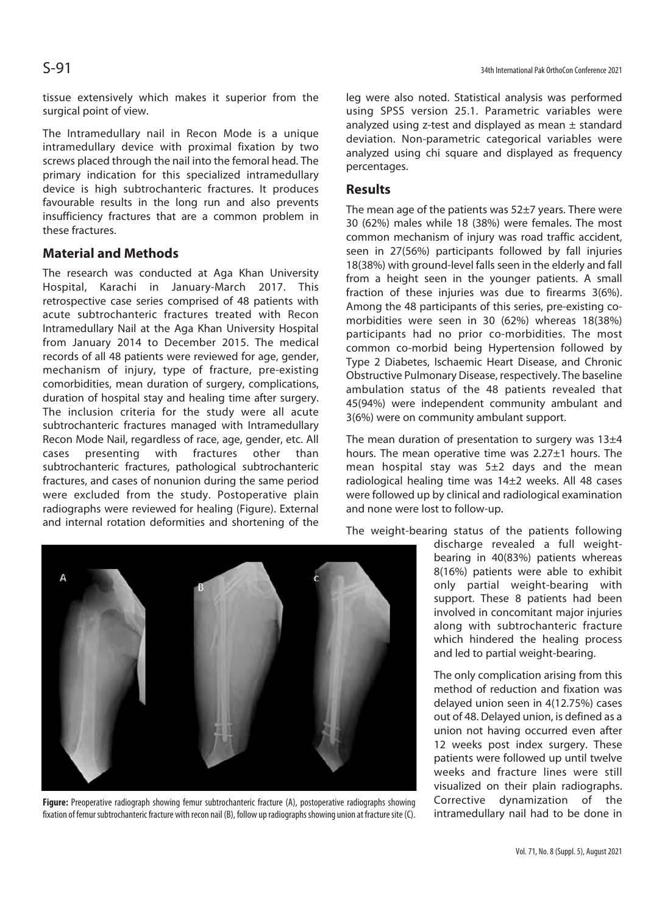tissue extensively which makes it superior from the surgical point of view.

The Intramedullary nail in Recon Mode is a unique intramedullary device with proximal fixation by two screws placed through the nail into the femoral head. The primary indication for this specialized intramedullary device is high subtrochanteric fractures. It produces favourable results in the long run and also prevents insufficiency fractures that are a common problem in these fractures.

## Material and Methods

The research was conducted at Aga Khan University Hospital, Karachi in January-March 2017. This retrospective case series comprised of 48 patients with acute subtrochanteric fractures treated with Recon Intramedullary Nail at the Aga Khan University Hospital from January 2014 to December 2015. The medical records of all 48 patients were reviewed for age, gender, mechanism of injury, type of fracture, pre-existing comorbidities, mean duration of surgery, complications, duration of hospital stay and healing time after surgery. The inclusion criteria for the study were all acute subtrochanteric fractures managed with Intramedullary Recon Mode Nail, regardless of race, age, gender, etc. All cases presenting with fractures other than subtrochanteric fractures, pathological subtrochanteric fractures, and cases of nonunion during the same period were excluded from the study. Postoperative plain radiographs were reviewed for healing (Figure). External and internal rotation deformities and shortening of the leg were also noted. Statistical analysis was performed using SPSS version 25.1. Parametric variables were analyzed using z-test and displayed as mean ± standard deviation. Non-parametric categorical variables were analyzed using chi square and displayed as frequency percentages.

## Results

The mean age of the patients was 52±7 years. There were 30 (62%) males while 18 (38%) were females. The most common mechanism of injury was road traffic accident, seen in 27(56%) participants followed by fall injuries 18(38%) with ground-level falls seen in the elderly and fall from a height seen in the younger patients. A small fraction of these injuries was due to firearms 3(6%). Among the 48 participants of this series, pre-existing co-morbidities were seen in 30 (62%) whereas 18(38%) participants had no prior co-morbidities. The most common co-morbid being Hypertension followed by Type 2 Diabetes, Ischaemic Heart Disease, and Chronic Obstructive Pulmonary Disease, respectively. The baseline ambulation status of the 48 patients revealed that 45(94%) were independent community ambulant and 3(6%) were on community ambulant support.

The mean duration of presentation to surgery was 13±4 hours. The mean operative time was 2.27±1 hours. The mean hospital stay was 5±2 days and the mean radiological healing time was 14±2 weeks. All 48 cases were followed up by clinical and radiological examination and none were lost to follow-up.

The weight-bearing status of the patients following discharge revealed a full weight-bearing in 40(83%) patients whereas 8(16%) patients were able to exhibit only partial weight-bearing with support. These 8 patients had been involved in concomitant major injuries along with subtrochanteric fracture which hindered the healing process and led to partial weight-bearing.

**Figure:** Preoperative radiograph showing femur subtrochanteric fracture (A), postoperative radiographs showing fixation of femur subtrochanteric fracture with recon nail (B), follow up radiographs showing union at fracture site (C).

The only complication arising from this method of reduction and fixation was delayed union seen in 4(12.75%) cases out of 48. Delayed union, is defined as a union not having occurred even after 12 weeks post index surgery. These patients were followed up until twelve weeks and fracture lines were still visualized on their plain radiographs. Corrective dynamization of the intramedullary nail had to be done in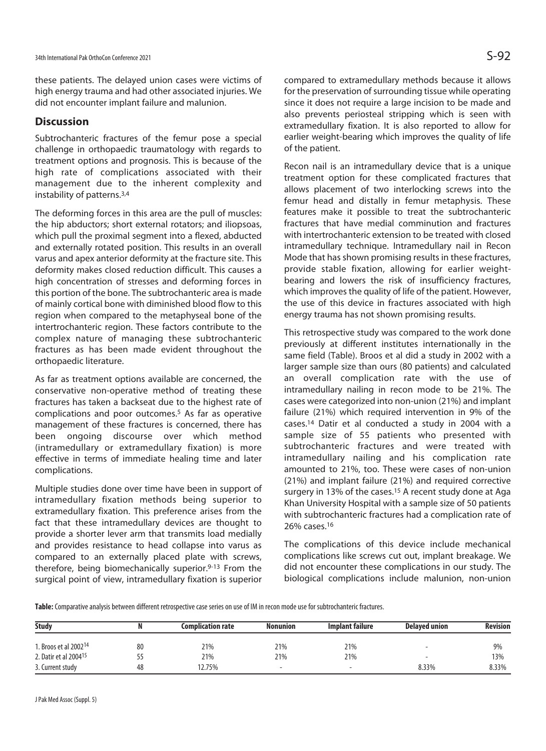these patients. The delayed union cases were victims of high energy trauma and had other associated injuries. We did not encounter implant failure and malunion.

## Discussion

Subtrochanteric fractures of the femur pose a special challenge in orthopaedic traumatology with regards to treatment options and prognosis. This is because of the high rate of complications associated with their management due to the inherent complexity and instability of patterns.[3,4]

The deforming forces in this area are the pull of muscles: the hip abductors; short external rotators; and iliopsoas, which pull the proximal segment into a flexed, abducted and externally rotated position. This results in an overall varus and apex anterior deformity at the fracture site. This deformity makes closed reduction difficult. This causes a high concentration of stresses and deforming forces in this portion of the bone. The subtrochanteric area is made of mainly cortical bone with diminished blood flow to this region when compared to the metaphyseal bone of the intertrochanteric region. These factors contribute to the complex nature of managing these subtrochanteric fractures as has been made evident throughout the orthopaedic literature.

As far as treatment options available are concerned, the conservative non-operative method of treating these fractures has taken a backseat due to the highest rate of complications and poor outcomes.[5] As far as operative management of these fractures is concerned, there has been ongoing discourse over which method (intramedullary or extramedullary fixation) is more effective in terms of immediate healing time and later complications.

Multiple studies done over time have been in support of intramedullary fixation methods being superior to extramedullary fixation. This preference arises from the fact that these intramedullary devices are thought to provide a shorter lever arm that transmits load medially and provides resistance to head collapse into varus as compared to an externally placed plate with screws, therefore, being biomechanically superior.[9-13] From the surgical point of view, intramedullary fixation is superior compared to extramedullary methods because it allows for the preservation of surrounding tissue while operating since it does not require a large incision to be made and also prevents periosteal stripping which is seen with extramedullary fixation. It is also reported to allow for earlier weight-bearing which improves the quality of life of the patient.

Recon nail is an intramedullary device that is a unique treatment option for these complicated fractures that allows placement of two interlocking screws into the femur head and distally in femur metaphysis. These features make it possible to treat the subtrochanteric fractures that have medial comminution and fractures with intertrochanteric extension to be treated with closed intramedullary technique. Intramedullary nail in Recon Mode that has shown promising results in these fractures, provide stable fixation, allowing for earlier weight-bearing and lowers the risk of insufficiency fractures, which improves the quality of life of the patient. However, the use of this device in fractures associated with high energy trauma has not shown promising results.

This retrospective study was compared to the work done previously at different institutes internationally in the same field (Table). Broos et al did a study in 2002 with a larger sample size than ours (80 patients) and calculated an overall complication rate with the use of intramedullary nailing in recon mode to be 21%. The cases were categorized into non-union (21%) and implant failure (21%) which required intervention in 9% of the cases.[14] Datir et al conducted a study in 2004 with a sample size of 55 patients who presented with subtrochanteric fractures and were treated with intramedullary nailing and his complication rate amounted to 21%, too. These were cases of non-union (21%) and implant failure (21%) and required corrective surgery in 13% of the cases.[15] A recent study done at Aga Khan University Hospital with a sample size of 50 patients with subtrochanteric fractures had a complication rate of 26% cases.[16]

The complications of this device include mechanical complications like screws cut out, implant breakage. We did not encounter these complications in our study. The biological complications include malunion, non-union

**Table:** Comparative analysis between different retrospective case series on use of IM in recon mode use for subtrochanteric fractures.

| Study | N | Complication rate | Nonunion | Implant failure | Delayed union | Revision |
|---|---|---|---|---|---|---|
| 1. Broos et al 2002[14] | 80 | 21% | 21% | 21% | - | 9% |
| 2. Datir et al 2004[15] | 55 | 21% | 21% | 21% | - | 13% |
| 3. Current study | 48 | 12.75% | - | - | 8.33% | 8.33% |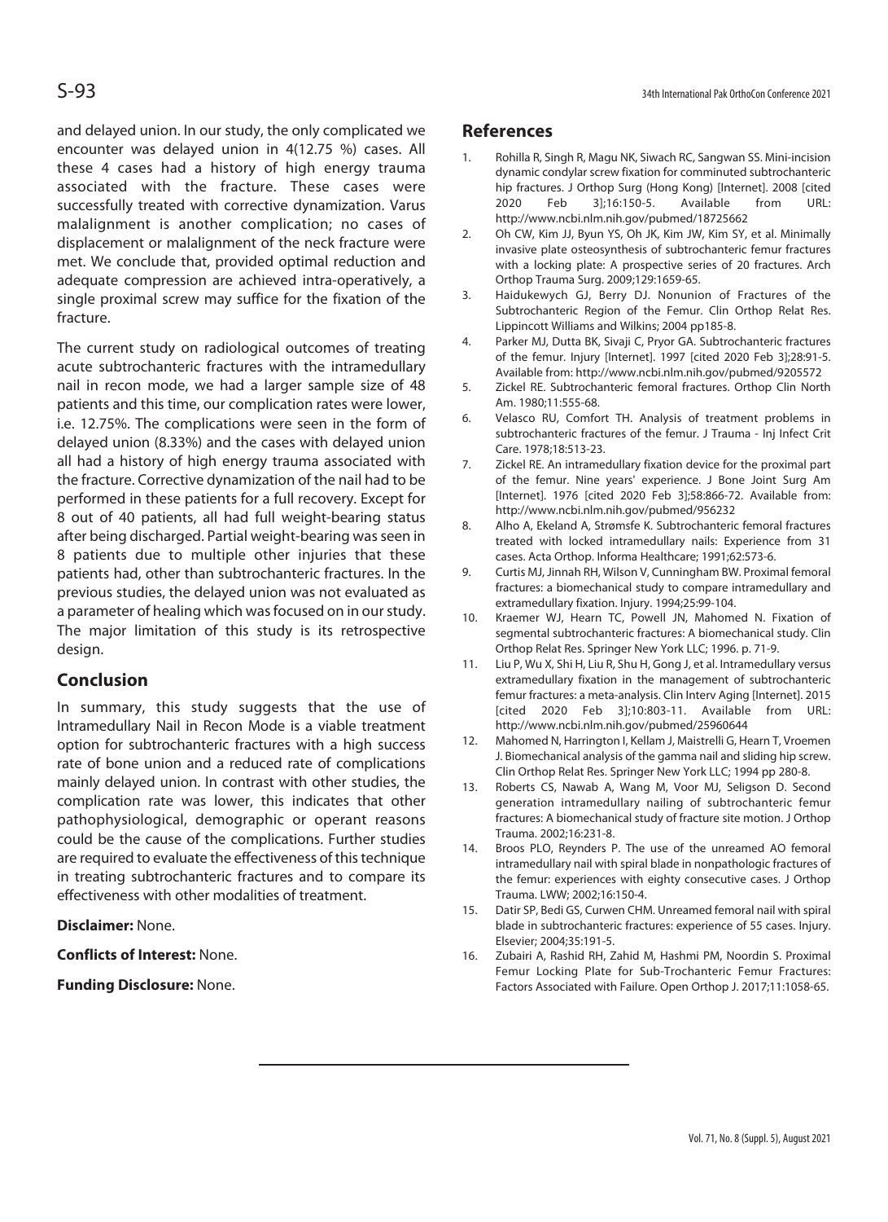and delayed union. In our study, the only complicated we encounter was delayed union in 4(12.75 %) cases. All these 4 cases had a history of high energy trauma associated with the fracture. These cases were successfully treated with corrective dynamization. Varus malalignment is another complication; no cases of displacement or malalignment of the neck fracture were met. We conclude that, provided optimal reduction and adequate compression are achieved intra-operatively, a single proximal screw may suffice for the fixation of the fracture.

The current study on radiological outcomes of treating acute subtrochanteric fractures with the intramedullary nail in recon mode, we had a larger sample size of 48 patients and this time, our complication rates were lower, i.e. 12.75%. The complications were seen in the form of delayed union (8.33%) and the cases with delayed union all had a history of high energy trauma associated with the fracture. Corrective dynamization of the nail had to be performed in these patients for a full recovery. Except for 8 out of 40 patients, all had full weight-bearing status after being discharged. Partial weight-bearing was seen in 8 patients due to multiple other injuries that these patients had, other than subtrochanteric fractures. In the previous studies, the delayed union was not evaluated as a parameter of healing which was focused on in our study. The major limitation of this study is its retrospective design.

## Conclusion

In summary, this study suggests that the use of Intramedullary Nail in Recon Mode is a viable treatment option for subtrochanteric fractures with a high success rate of bone union and a reduced rate of complications mainly delayed union. In contrast with other studies, the complication rate was lower, this indicates that other pathophysiological, demographic or operant reasons could be the cause of the complications. Further studies are required to evaluate the effectiveness of this technique in treating subtrochanteric fractures and to compare its effectiveness with other modalities of treatment.

**Disclaimer:** None.

**Conflicts of Interest:** None.

**Funding Disclosure:** None.

## References

1. Rohilla R, Singh R, Magu NK, Siwach RC, Sangwan SS. Mini-incision dynamic condylar screw fixation for comminuted subtrochanteric hip fractures. J Orthop Surg (Hong Kong) [Internet]. 2008 [cited 2020 Feb 3];16:150-5. Available from URL: http://www.ncbi.nlm.nih.gov/pubmed/18725662
2. Oh CW, Kim JJ, Byun YS, Oh JK, Kim JW, Kim SY, et al. Minimally invasive plate osteosynthesis of subtrochanteric femur fractures with a locking plate: A prospective series of 20 fractures. Arch Orthop Trauma Surg. 2009;129:1659-65.
3. Haidukewych GJ, Berry DJ. Nonunion of Fractures of the Subtrochanteric Region of the Femur. Clin Orthop Relat Res. Lippincott Williams and Wilkins; 2004 pp185-8.
4. Parker MJ, Dutta BK, Sivaji C, Pryor GA. Subtrochanteric fractures of the femur. Injury [Internet]. 1997 [cited 2020 Feb 3];28:91-5. Available from: http://www.ncbi.nlm.nih.gov/pubmed/9205572
5. Zickel RE. Subtrochanteric femoral fractures. Orthop Clin North Am. 1980;11:555-68.
6. Velasco RU, Comfort TH. Analysis of treatment problems in subtrochanteric fractures of the femur. J Trauma - Inj Infect Crit Care. 1978;18:513-23.
7. Zickel RE. An intramedullary fixation device for the proximal part of the femur. Nine years' experience. J Bone Joint Surg Am [Internet]. 1976 [cited 2020 Feb 3];58:866-72. Available from: http://www.ncbi.nlm.nih.gov/pubmed/956232
8. Alho A, Ekeland A, Strømsfe K. Subtrochanteric femoral fractures treated with locked intramedullary nails: Experience from 31 cases. Acta Orthop. Informa Healthcare; 1991;62:573-6.
9. Curtis MJ, Jinnah RH, Wilson V, Cunningham BW. Proximal femoral fractures: a biomechanical study to compare intramedullary and extramedullary fixation. Injury. 1994;25:99-104.
10. Kraemer WJ, Hearn TC, Powell JN, Mahomed N. Fixation of segmental subtrochanteric fractures: A biomechanical study. Clin Orthop Relat Res. Springer New York LLC; 1996. p. 71-9.
11. Liu P, Wu X, Shi H, Liu R, Shu H, Gong J, et al. Intramedullary versus extramedullary fixation in the management of subtrochanteric femur fractures: a meta-analysis. Clin Interv Aging [Internet]. 2015 [cited 2020 Feb 3];10:803-11. Available from URL: http://www.ncbi.nlm.nih.gov/pubmed/25960644
12. Mahomed N, Harrington I, Kellam J, Maistrelli G, Hearn T, Vroemen J. Biomechanical analysis of the gamma nail and sliding hip screw. Clin Orthop Relat Res. Springer New York LLC; 1994 pp 280-8.
13. Roberts CS, Nawab A, Wang M, Voor MJ, Seligson D. Second generation intramedullary nailing of subtrochanteric femur fractures: A biomechanical study of fracture site motion. J Orthop Trauma. 2002;16:231-8.
14. Broos PLO, Reynders P. The use of the unreamed AO femoral intramedullary nail with spiral blade in nonpathologic fractures of the femur: experiences with eighty consecutive cases. J Orthop Trauma. LWW; 2002;16:150-4.
15. Datir SP, Bedi GS, Curwen CHM. Unreamed femoral nail with spiral blade in subtrochanteric fractures: experience of 55 cases. Injury. Elsevier; 2004;35:191-5.
16. Zubairi A, Rashid RH, Zahid M, Hashmi PM, Noordin S. Proximal Femur Locking Plate for Sub-Trochanteric Femur Fractures: Factors Associated with Failure. Open Orthop J. 2017;11:1058-65.